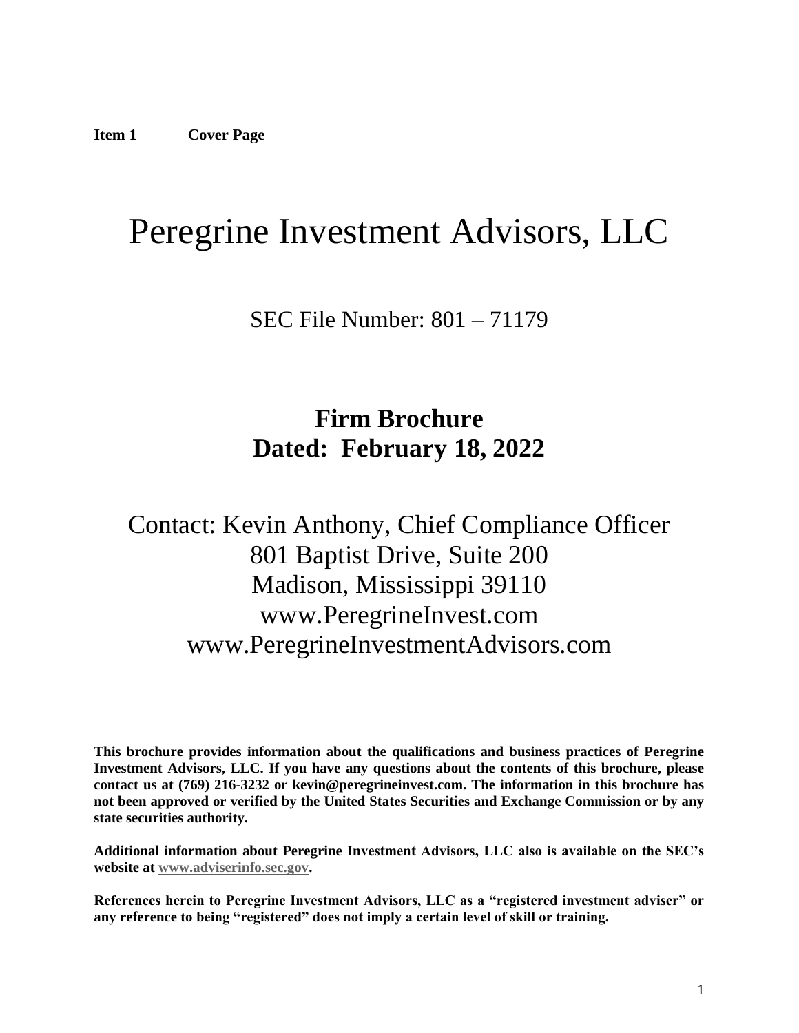**Item 1 Cover Page**

# Peregrine Investment Advisors, LLC

SEC File Number: 801 – 71179

## Firm Brochure
## Dated: February 18, 2022

Contact: Kevin Anthony, Chief Compliance Officer
801 Baptist Drive, Suite 200
Madison, Mississippi 39110
www.PeregrineInvest.com
www.PeregrineInvestmentAdvisors.com

**This brochure provides information about the qualifications and business practices of Peregrine Investment Advisors, LLC. If you have any questions about the contents of this brochure, please contact us at (769) 216-3232 or kevin@peregrineinvest.com. The information in this brochure has not been approved or verified by the United States Securities and Exchange Commission or by any state securities authority.**

**Additional information about Peregrine Investment Advisors, LLC also is available on the SEC's website at www.adviserinfo.sec.gov.**

**References herein to Peregrine Investment Advisors, LLC as a "registered investment adviser" or any reference to being "registered" does not imply a certain level of skill or training.**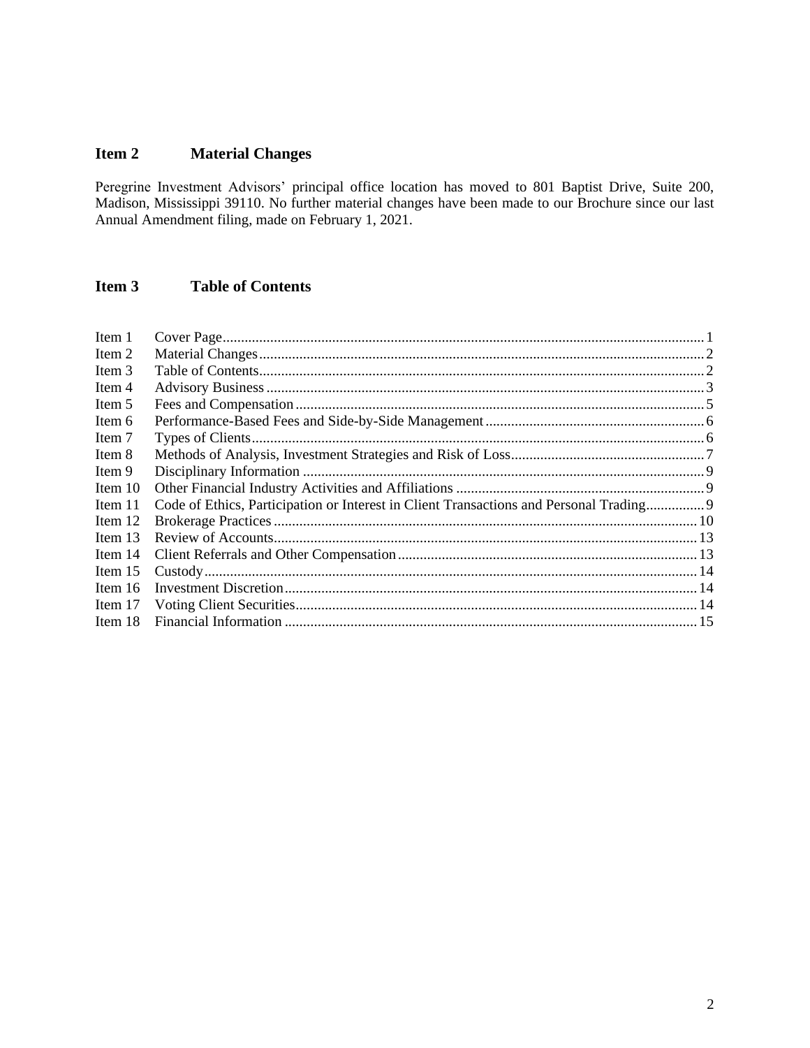## Item 2 Material Changes

Peregrine Investment Advisors' principal office location has moved to 801 Baptist Drive, Suite 200, Madison, Mississippi 39110. No further material changes have been made to our Brochure since our last Annual Amendment filing, made on February 1, 2021.

## Item 3 Table of Contents

| | | |
|---|---|---|
| Item 1 | Cover Page | 1 |
| Item 2 | Material Changes | 2 |
| Item 3 | Table of Contents | 2 |
| Item 4 | Advisory Business | 3 |
| Item 5 | Fees and Compensation | 5 |
| Item 6 | Performance-Based Fees and Side-by-Side Management | 6 |
| Item 7 | Types of Clients | 6 |
| Item 8 | Methods of Analysis, Investment Strategies and Risk of Loss | 7 |
| Item 9 | Disciplinary Information | 9 |
| Item 10 | Other Financial Industry Activities and Affiliations | 9 |
| Item 11 | Code of Ethics, Participation or Interest in Client Transactions and Personal Trading | 9 |
| Item 12 | Brokerage Practices | 10 |
| Item 13 | Review of Accounts | 13 |
| Item 14 | Client Referrals and Other Compensation | 13 |
| Item 15 | Custody | 14 |
| Item 16 | Investment Discretion | 14 |
| Item 17 | Voting Client Securities | 14 |
| Item 18 | Financial Information | 15 |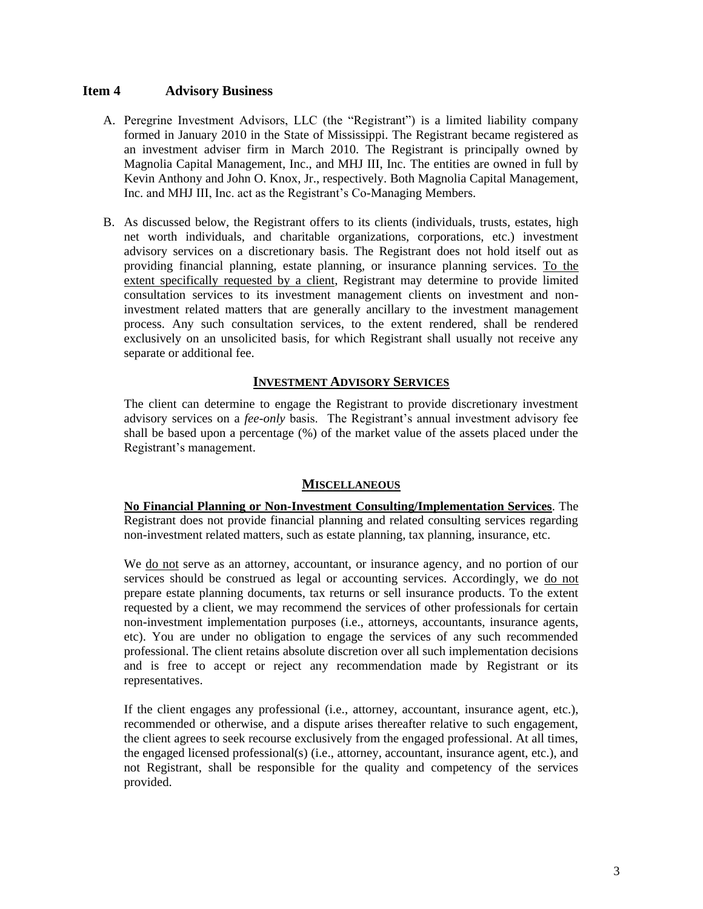## Item 4 Advisory Business

A. Peregrine Investment Advisors, LLC (the "Registrant") is a limited liability company formed in January 2010 in the State of Mississippi. The Registrant became registered as an investment adviser firm in March 2010. The Registrant is principally owned by Magnolia Capital Management, Inc., and MHJ III, Inc. The entities are owned in full by Kevin Anthony and John O. Knox, Jr., respectively. Both Magnolia Capital Management, Inc. and MHJ III, Inc. act as the Registrant's Co-Managing Members.

B. As discussed below, the Registrant offers to its clients (individuals, trusts, estates, high net worth individuals, and charitable organizations, corporations, etc.) investment advisory services on a discretionary basis. The Registrant does not hold itself out as providing financial planning, estate planning, or insurance planning services. <u>To the extent specifically requested by a client</u>, Registrant may determine to provide limited consultation services to its investment management clients on investment and non-investment related matters that are generally ancillary to the investment management process. Any such consultation services, to the extent rendered, shall be rendered exclusively on an unsolicited basis, for which Registrant shall usually not receive any separate or additional fee.

### INVESTMENT ADVISORY SERVICES

The client can determine to engage the Registrant to provide discretionary investment advisory services on a *fee-only* basis. The Registrant's annual investment advisory fee shall be based upon a percentage (%) of the market value of the assets placed under the Registrant's management.

### MISCELLANEOUS

**<u>No Financial Planning or Non-Investment Consulting/Implementation Services</u>**. The Registrant does not provide financial planning and related consulting services regarding non-investment related matters, such as estate planning, tax planning, insurance, etc.

We <u>do not</u> serve as an attorney, accountant, or insurance agency, and no portion of our services should be construed as legal or accounting services. Accordingly, we <u>do not</u> prepare estate planning documents, tax returns or sell insurance products. To the extent requested by a client, we may recommend the services of other professionals for certain non-investment implementation purposes (i.e., attorneys, accountants, insurance agents, etc). You are under no obligation to engage the services of any such recommended professional. The client retains absolute discretion over all such implementation decisions and is free to accept or reject any recommendation made by Registrant or its representatives.

If the client engages any professional (i.e., attorney, accountant, insurance agent, etc.), recommended or otherwise, and a dispute arises thereafter relative to such engagement, the client agrees to seek recourse exclusively from the engaged professional. At all times, the engaged licensed professional(s) (i.e., attorney, accountant, insurance agent, etc.), and not Registrant, shall be responsible for the quality and competency of the services provided.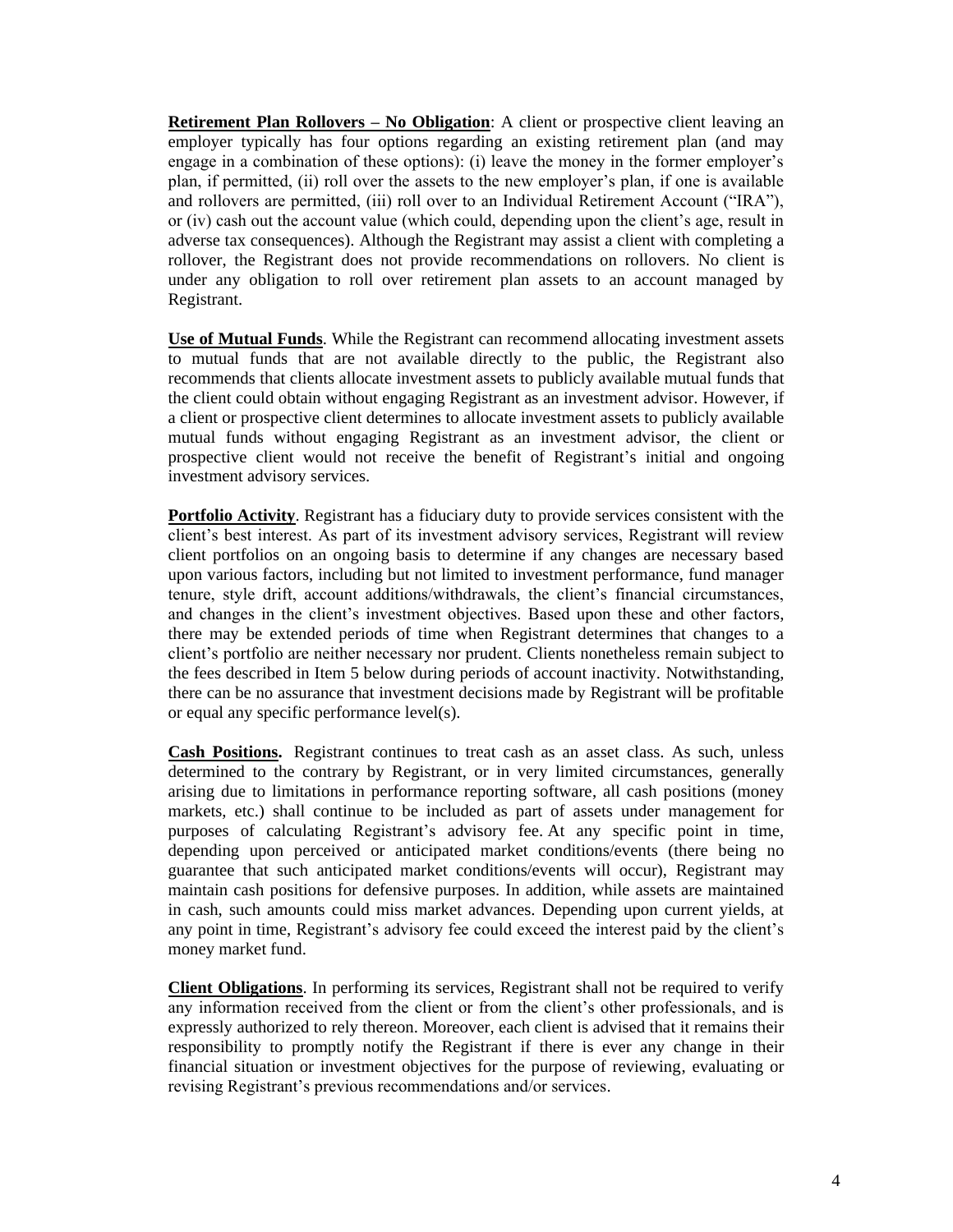**Retirement Plan Rollovers – No Obligation**: A client or prospective client leaving an employer typically has four options regarding an existing retirement plan (and may engage in a combination of these options): (i) leave the money in the former employer's plan, if permitted, (ii) roll over the assets to the new employer's plan, if one is available and rollovers are permitted, (iii) roll over to an Individual Retirement Account ("IRA"), or (iv) cash out the account value (which could, depending upon the client's age, result in adverse tax consequences). Although the Registrant may assist a client with completing a rollover, the Registrant does not provide recommendations on rollovers. No client is under any obligation to roll over retirement plan assets to an account managed by Registrant.

**Use of Mutual Funds**. While the Registrant can recommend allocating investment assets to mutual funds that are not available directly to the public, the Registrant also recommends that clients allocate investment assets to publicly available mutual funds that the client could obtain without engaging Registrant as an investment advisor. However, if a client or prospective client determines to allocate investment assets to publicly available mutual funds without engaging Registrant as an investment advisor, the client or prospective client would not receive the benefit of Registrant's initial and ongoing investment advisory services.

**Portfolio Activity**. Registrant has a fiduciary duty to provide services consistent with the client's best interest. As part of its investment advisory services, Registrant will review client portfolios on an ongoing basis to determine if any changes are necessary based upon various factors, including but not limited to investment performance, fund manager tenure, style drift, account additions/withdrawals, the client's financial circumstances, and changes in the client's investment objectives. Based upon these and other factors, there may be extended periods of time when Registrant determines that changes to a client's portfolio are neither necessary nor prudent. Clients nonetheless remain subject to the fees described in Item 5 below during periods of account inactivity. Notwithstanding, there can be no assurance that investment decisions made by Registrant will be profitable or equal any specific performance level(s).

**Cash Positions.** Registrant continues to treat cash as an asset class. As such, unless determined to the contrary by Registrant, or in very limited circumstances, generally arising due to limitations in performance reporting software, all cash positions (money markets, etc.) shall continue to be included as part of assets under management for purposes of calculating Registrant's advisory fee. At any specific point in time, depending upon perceived or anticipated market conditions/events (there being no guarantee that such anticipated market conditions/events will occur), Registrant may maintain cash positions for defensive purposes. In addition, while assets are maintained in cash, such amounts could miss market advances. Depending upon current yields, at any point in time, Registrant's advisory fee could exceed the interest paid by the client's money market fund.

**Client Obligations**. In performing its services, Registrant shall not be required to verify any information received from the client or from the client's other professionals, and is expressly authorized to rely thereon. Moreover, each client is advised that it remains their responsibility to promptly notify the Registrant if there is ever any change in their financial situation or investment objectives for the purpose of reviewing, evaluating or revising Registrant's previous recommendations and/or services.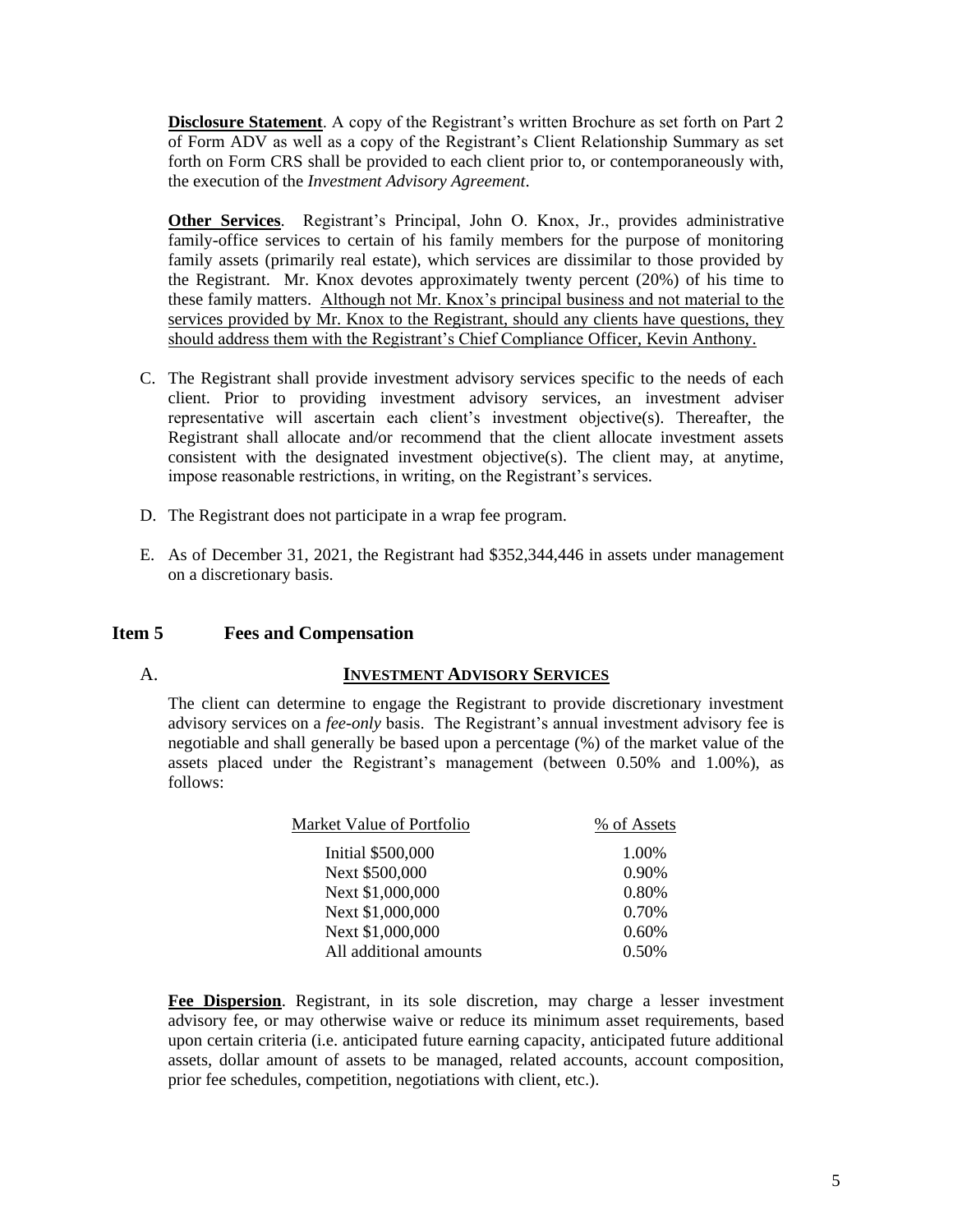**Disclosure Statement**. A copy of the Registrant's written Brochure as set forth on Part 2 of Form ADV as well as a copy of the Registrant's Client Relationship Summary as set forth on Form CRS shall be provided to each client prior to, or contemporaneously with, the execution of the *Investment Advisory Agreement*.

**Other Services**. Registrant's Principal, John O. Knox, Jr., provides administrative family-office services to certain of his family members for the purpose of monitoring family assets (primarily real estate), which services are dissimilar to those provided by the Registrant. Mr. Knox devotes approximately twenty percent (20%) of his time to these family matters. Although not Mr. Knox's principal business and not material to the services provided by Mr. Knox to the Registrant, should any clients have questions, they should address them with the Registrant's Chief Compliance Officer, Kevin Anthony.

C. The Registrant shall provide investment advisory services specific to the needs of each client. Prior to providing investment advisory services, an investment adviser representative will ascertain each client's investment objective(s). Thereafter, the Registrant shall allocate and/or recommend that the client allocate investment assets consistent with the designated investment objective(s). The client may, at anytime, impose reasonable restrictions, in writing, on the Registrant's services.

D. The Registrant does not participate in a wrap fee program.

E. As of December 31, 2021, the Registrant had $352,344,446 in assets under management on a discretionary basis.

## Item 5 Fees and Compensation

### A. INVESTMENT ADVISORY SERVICES

The client can determine to engage the Registrant to provide discretionary investment advisory services on a *fee-only* basis. The Registrant's annual investment advisory fee is negotiable and shall generally be based upon a percentage (%) of the market value of the assets placed under the Registrant's management (between 0.50% and 1.00%), as follows:

| Market Value of Portfolio | % of Assets |
|---|---|
| Initial $500,000 | 1.00% |
| Next $500,000 | 0.90% |
| Next $1,000,000 | 0.80% |
| Next $1,000,000 | 0.70% |
| Next $1,000,000 | 0.60% |
| All additional amounts | 0.50% |

**Fee Dispersion**. Registrant, in its sole discretion, may charge a lesser investment advisory fee, or may otherwise waive or reduce its minimum asset requirements, based upon certain criteria (i.e. anticipated future earning capacity, anticipated future additional assets, dollar amount of assets to be managed, related accounts, account composition, prior fee schedules, competition, negotiations with client, etc.).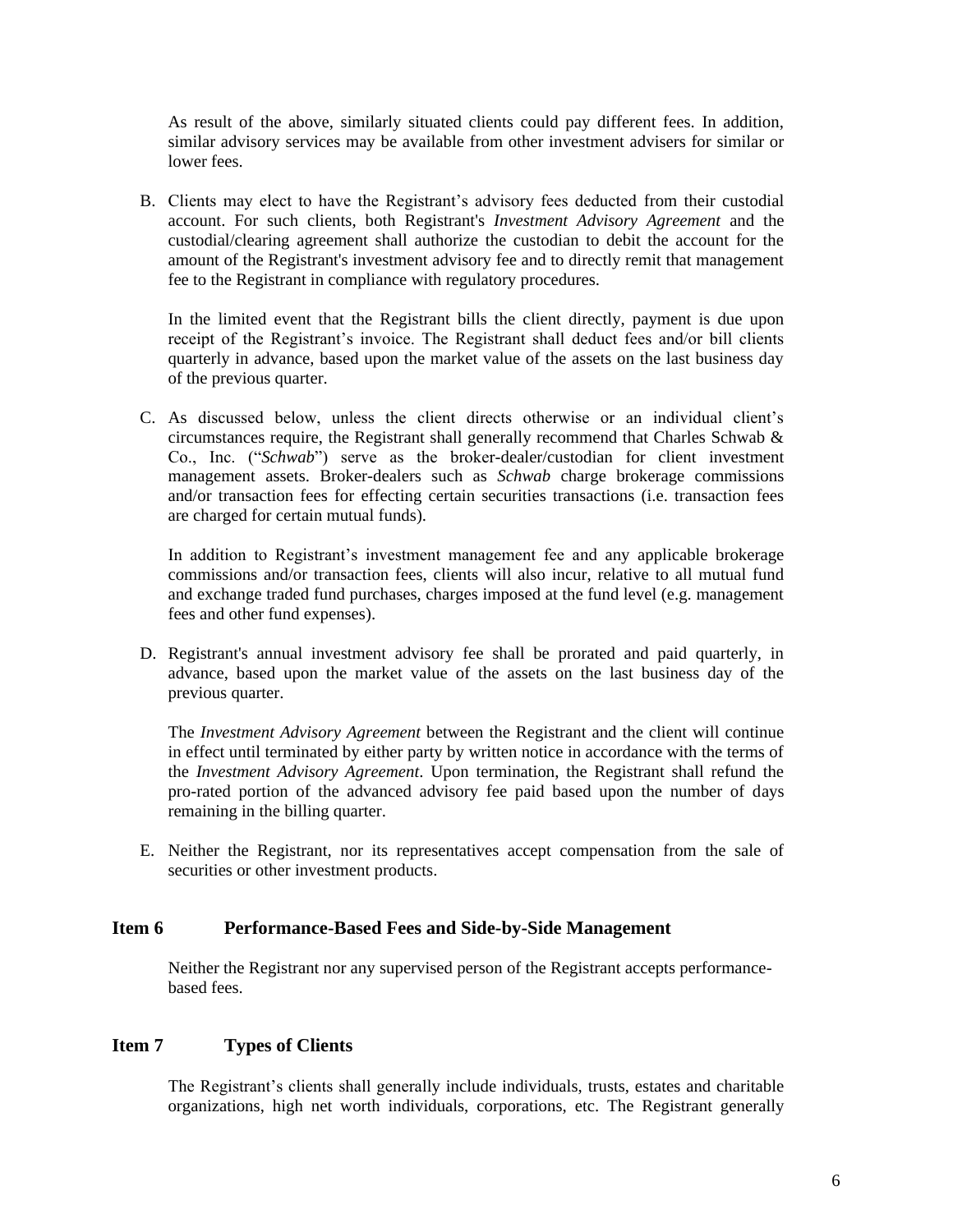As result of the above, similarly situated clients could pay different fees. In addition, similar advisory services may be available from other investment advisers for similar or lower fees.

B. Clients may elect to have the Registrant's advisory fees deducted from their custodial account. For such clients, both Registrant's *Investment Advisory Agreement* and the custodial/clearing agreement shall authorize the custodian to debit the account for the amount of the Registrant's investment advisory fee and to directly remit that management fee to the Registrant in compliance with regulatory procedures.

   In the limited event that the Registrant bills the client directly, payment is due upon receipt of the Registrant's invoice. The Registrant shall deduct fees and/or bill clients quarterly in advance, based upon the market value of the assets on the last business day of the previous quarter.

C. As discussed below, unless the client directs otherwise or an individual client's circumstances require, the Registrant shall generally recommend that Charles Schwab & Co., Inc. ("*Schwab*") serve as the broker-dealer/custodian for client investment management assets. Broker-dealers such as *Schwab* charge brokerage commissions and/or transaction fees for effecting certain securities transactions (i.e. transaction fees are charged for certain mutual funds).

   In addition to Registrant's investment management fee and any applicable brokerage commissions and/or transaction fees, clients will also incur, relative to all mutual fund and exchange traded fund purchases, charges imposed at the fund level (e.g. management fees and other fund expenses).

D. Registrant's annual investment advisory fee shall be prorated and paid quarterly, in advance, based upon the market value of the assets on the last business day of the previous quarter.

   The *Investment Advisory Agreement* between the Registrant and the client will continue in effect until terminated by either party by written notice in accordance with the terms of the *Investment Advisory Agreement*. Upon termination, the Registrant shall refund the pro-rated portion of the advanced advisory fee paid based upon the number of days remaining in the billing quarter.

E. Neither the Registrant, nor its representatives accept compensation from the sale of securities or other investment products.

## Item 6 Performance-Based Fees and Side-by-Side Management

Neither the Registrant nor any supervised person of the Registrant accepts performance-based fees.

## Item 7 Types of Clients

The Registrant's clients shall generally include individuals, trusts, estates and charitable organizations, high net worth individuals, corporations, etc. The Registrant generally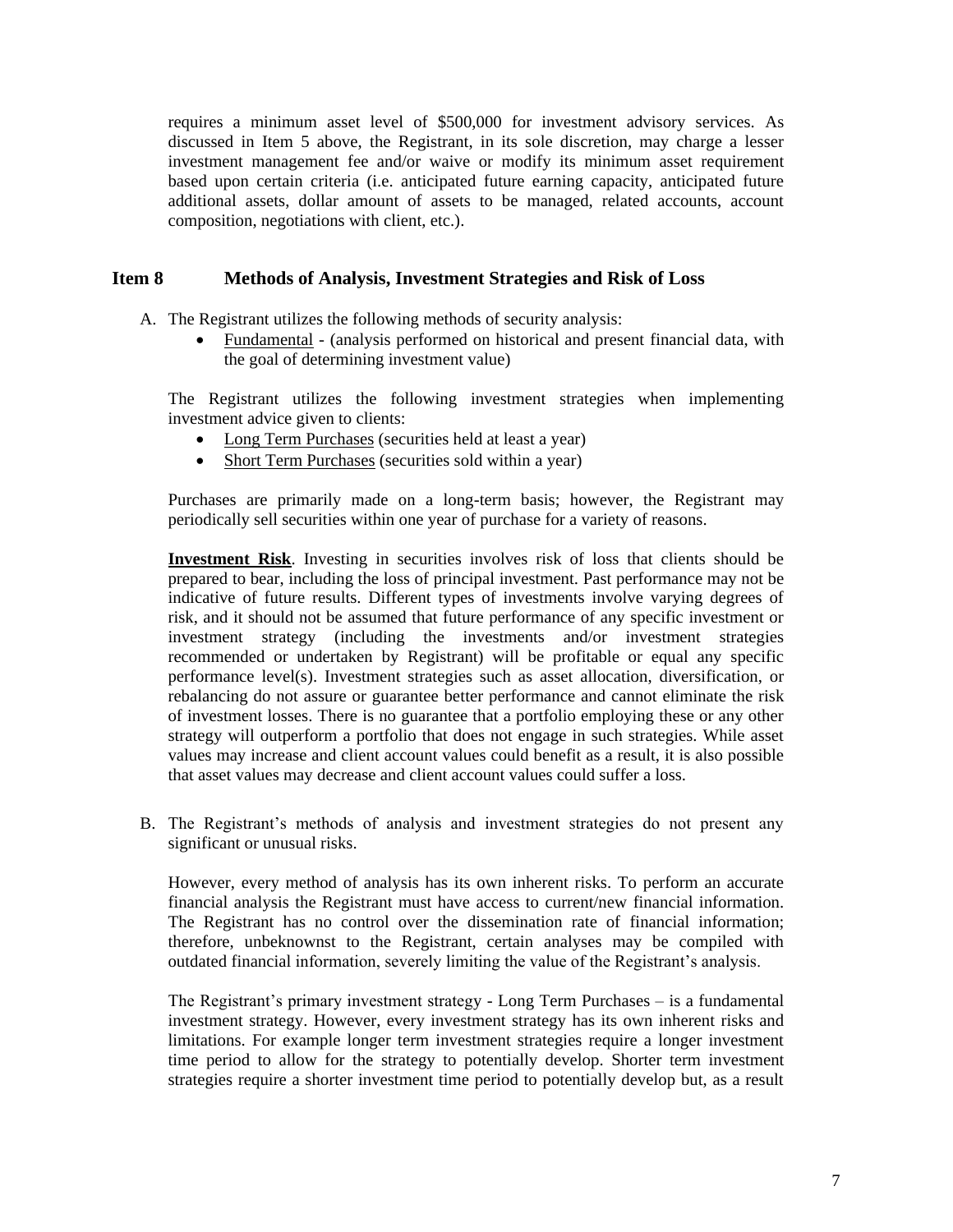requires a minimum asset level of $500,000 for investment advisory services. As discussed in Item 5 above, the Registrant, in its sole discretion, may charge a lesser investment management fee and/or waive or modify its minimum asset requirement based upon certain criteria (i.e. anticipated future earning capacity, anticipated future additional assets, dollar amount of assets to be managed, related accounts, account composition, negotiations with client, etc.).

## Item 8 Methods of Analysis, Investment Strategies and Risk of Loss

A. The Registrant utilizes the following methods of security analysis:

- Fundamental - (analysis performed on historical and present financial data, with the goal of determining investment value)

The Registrant utilizes the following investment strategies when implementing investment advice given to clients:

- Long Term Purchases (securities held at least a year)
- Short Term Purchases (securities sold within a year)

Purchases are primarily made on a long-term basis; however, the Registrant may periodically sell securities within one year of purchase for a variety of reasons.

**Investment Risk**. Investing in securities involves risk of loss that clients should be prepared to bear, including the loss of principal investment. Past performance may not be indicative of future results. Different types of investments involve varying degrees of risk, and it should not be assumed that future performance of any specific investment or investment strategy (including the investments and/or investment strategies recommended or undertaken by Registrant) will be profitable or equal any specific performance level(s). Investment strategies such as asset allocation, diversification, or rebalancing do not assure or guarantee better performance and cannot eliminate the risk of investment losses. There is no guarantee that a portfolio employing these or any other strategy will outperform a portfolio that does not engage in such strategies. While asset values may increase and client account values could benefit as a result, it is also possible that asset values may decrease and client account values could suffer a loss.

B. The Registrant's methods of analysis and investment strategies do not present any significant or unusual risks.

However, every method of analysis has its own inherent risks. To perform an accurate financial analysis the Registrant must have access to current/new financial information. The Registrant has no control over the dissemination rate of financial information; therefore, unbeknownst to the Registrant, certain analyses may be compiled with outdated financial information, severely limiting the value of the Registrant's analysis.

The Registrant's primary investment strategy - Long Term Purchases – is a fundamental investment strategy. However, every investment strategy has its own inherent risks and limitations. For example longer term investment strategies require a longer investment time period to allow for the strategy to potentially develop. Shorter term investment strategies require a shorter investment time period to potentially develop but, as a result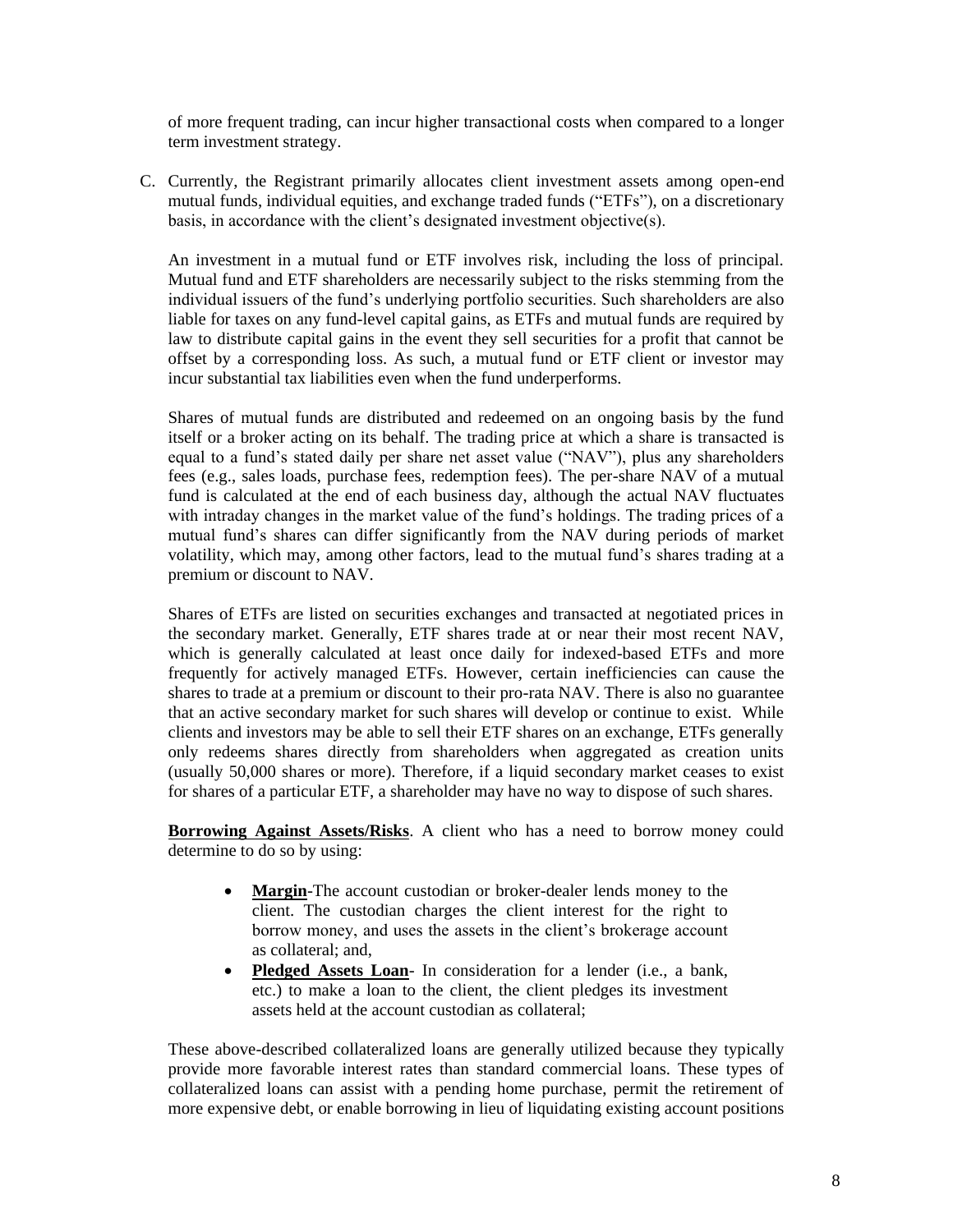of more frequent trading, can incur higher transactional costs when compared to a longer term investment strategy.

C. Currently, the Registrant primarily allocates client investment assets among open-end mutual funds, individual equities, and exchange traded funds ("ETFs"), on a discretionary basis, in accordance with the client's designated investment objective(s).

An investment in a mutual fund or ETF involves risk, including the loss of principal. Mutual fund and ETF shareholders are necessarily subject to the risks stemming from the individual issuers of the fund's underlying portfolio securities. Such shareholders are also liable for taxes on any fund-level capital gains, as ETFs and mutual funds are required by law to distribute capital gains in the event they sell securities for a profit that cannot be offset by a corresponding loss. As such, a mutual fund or ETF client or investor may incur substantial tax liabilities even when the fund underperforms.

Shares of mutual funds are distributed and redeemed on an ongoing basis by the fund itself or a broker acting on its behalf. The trading price at which a share is transacted is equal to a fund's stated daily per share net asset value ("NAV"), plus any shareholders fees (e.g., sales loads, purchase fees, redemption fees). The per-share NAV of a mutual fund is calculated at the end of each business day, although the actual NAV fluctuates with intraday changes in the market value of the fund's holdings. The trading prices of a mutual fund's shares can differ significantly from the NAV during periods of market volatility, which may, among other factors, lead to the mutual fund's shares trading at a premium or discount to NAV.

Shares of ETFs are listed on securities exchanges and transacted at negotiated prices in the secondary market. Generally, ETF shares trade at or near their most recent NAV, which is generally calculated at least once daily for indexed-based ETFs and more frequently for actively managed ETFs. However, certain inefficiencies can cause the shares to trade at a premium or discount to their pro-rata NAV. There is also no guarantee that an active secondary market for such shares will develop or continue to exist. While clients and investors may be able to sell their ETF shares on an exchange, ETFs generally only redeems shares directly from shareholders when aggregated as creation units (usually 50,000 shares or more). Therefore, if a liquid secondary market ceases to exist for shares of a particular ETF, a shareholder may have no way to dispose of such shares.

**Borrowing Against Assets/Risks**. A client who has a need to borrow money could determine to do so by using:

- **Margin**-The account custodian or broker-dealer lends money to the client. The custodian charges the client interest for the right to borrow money, and uses the assets in the client's brokerage account as collateral; and,
- **Pledged Assets Loan**- In consideration for a lender (i.e., a bank, etc.) to make a loan to the client, the client pledges its investment assets held at the account custodian as collateral;

These above-described collateralized loans are generally utilized because they typically provide more favorable interest rates than standard commercial loans. These types of collateralized loans can assist with a pending home purchase, permit the retirement of more expensive debt, or enable borrowing in lieu of liquidating existing account positions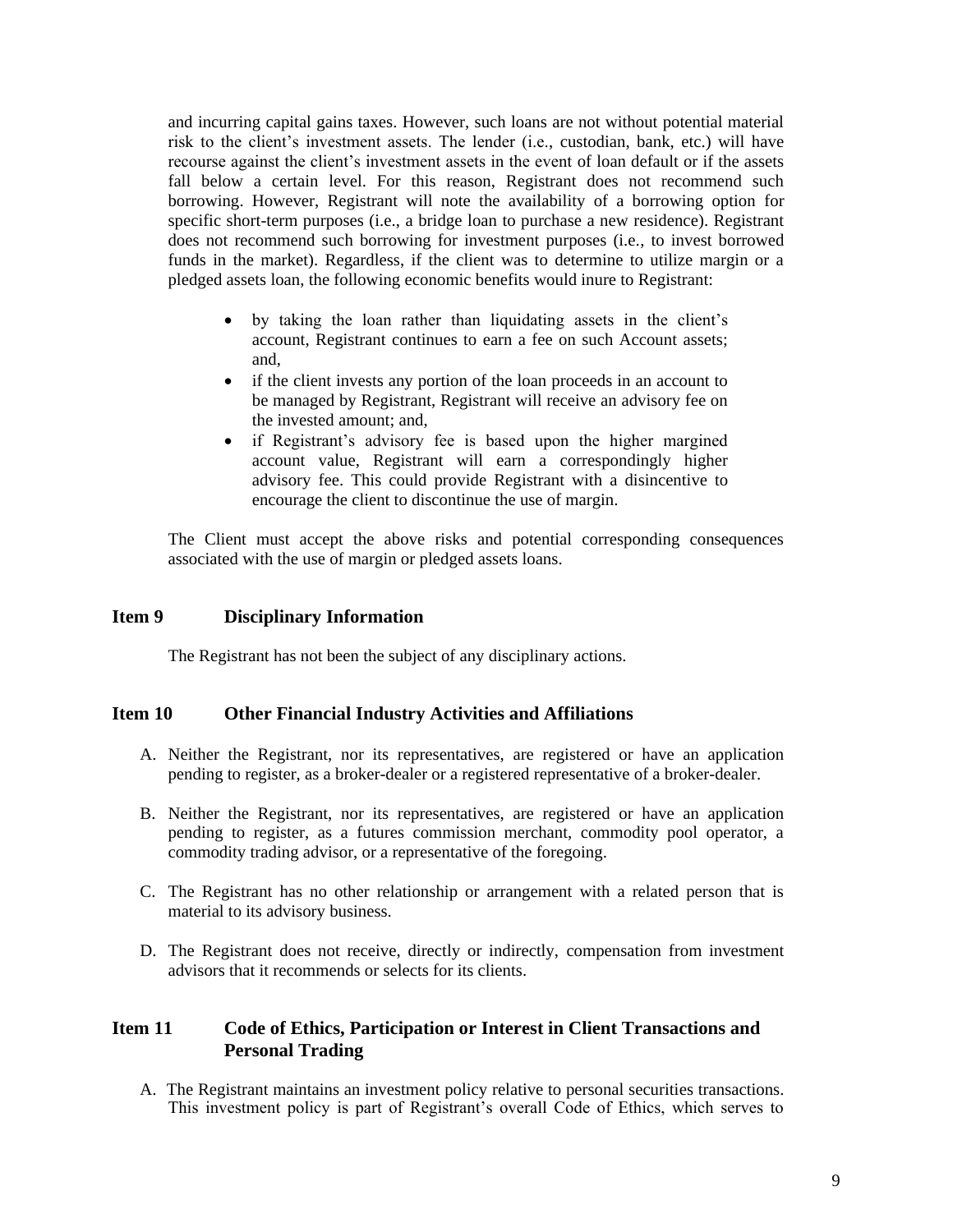and incurring capital gains taxes. However, such loans are not without potential material risk to the client's investment assets. The lender (i.e., custodian, bank, etc.) will have recourse against the client's investment assets in the event of loan default or if the assets fall below a certain level. For this reason, Registrant does not recommend such borrowing. However, Registrant will note the availability of a borrowing option for specific short-term purposes (i.e., a bridge loan to purchase a new residence). Registrant does not recommend such borrowing for investment purposes (i.e., to invest borrowed funds in the market). Regardless, if the client was to determine to utilize margin or a pledged assets loan, the following economic benefits would inure to Registrant:

- by taking the loan rather than liquidating assets in the client's account, Registrant continues to earn a fee on such Account assets; and,
- if the client invests any portion of the loan proceeds in an account to be managed by Registrant, Registrant will receive an advisory fee on the invested amount; and,
- if Registrant's advisory fee is based upon the higher margined account value, Registrant will earn a correspondingly higher advisory fee. This could provide Registrant with a disincentive to encourage the client to discontinue the use of margin.

The Client must accept the above risks and potential corresponding consequences associated with the use of margin or pledged assets loans.

## Item 9 Disciplinary Information

The Registrant has not been the subject of any disciplinary actions.

## Item 10 Other Financial Industry Activities and Affiliations

A. Neither the Registrant, nor its representatives, are registered or have an application pending to register, as a broker-dealer or a registered representative of a broker-dealer.

B. Neither the Registrant, nor its representatives, are registered or have an application pending to register, as a futures commission merchant, commodity pool operator, a commodity trading advisor, or a representative of the foregoing.

C. The Registrant has no other relationship or arrangement with a related person that is material to its advisory business.

D. The Registrant does not receive, directly or indirectly, compensation from investment advisors that it recommends or selects for its clients.

## Item 11 Code of Ethics, Participation or Interest in Client Transactions and Personal Trading

A. The Registrant maintains an investment policy relative to personal securities transactions. This investment policy is part of Registrant's overall Code of Ethics, which serves to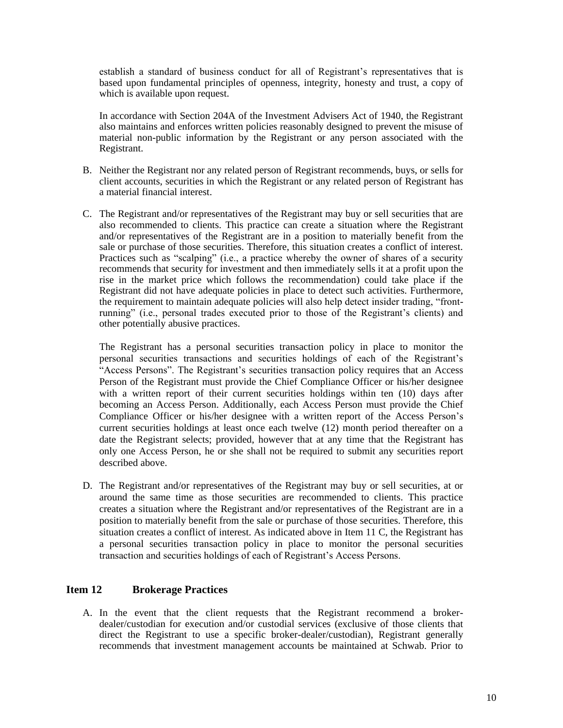establish a standard of business conduct for all of Registrant's representatives that is based upon fundamental principles of openness, integrity, honesty and trust, a copy of which is available upon request.

In accordance with Section 204A of the Investment Advisers Act of 1940, the Registrant also maintains and enforces written policies reasonably designed to prevent the misuse of material non-public information by the Registrant or any person associated with the Registrant.

B. Neither the Registrant nor any related person of Registrant recommends, buys, or sells for client accounts, securities in which the Registrant or any related person of Registrant has a material financial interest.

C. The Registrant and/or representatives of the Registrant may buy or sell securities that are also recommended to clients. This practice can create a situation where the Registrant and/or representatives of the Registrant are in a position to materially benefit from the sale or purchase of those securities. Therefore, this situation creates a conflict of interest. Practices such as "scalping" (i.e., a practice whereby the owner of shares of a security recommends that security for investment and then immediately sells it at a profit upon the rise in the market price which follows the recommendation) could take place if the Registrant did not have adequate policies in place to detect such activities. Furthermore, the requirement to maintain adequate policies will also help detect insider trading, "front-running" (i.e., personal trades executed prior to those of the Registrant's clients) and other potentially abusive practices.

   The Registrant has a personal securities transaction policy in place to monitor the personal securities transactions and securities holdings of each of the Registrant's "Access Persons". The Registrant's securities transaction policy requires that an Access Person of the Registrant must provide the Chief Compliance Officer or his/her designee with a written report of their current securities holdings within ten (10) days after becoming an Access Person. Additionally, each Access Person must provide the Chief Compliance Officer or his/her designee with a written report of the Access Person's current securities holdings at least once each twelve (12) month period thereafter on a date the Registrant selects; provided, however that at any time that the Registrant has only one Access Person, he or she shall not be required to submit any securities report described above.

D. The Registrant and/or representatives of the Registrant may buy or sell securities, at or around the same time as those securities are recommended to clients. This practice creates a situation where the Registrant and/or representatives of the Registrant are in a position to materially benefit from the sale or purchase of those securities. Therefore, this situation creates a conflict of interest. As indicated above in Item 11 C, the Registrant has a personal securities transaction policy in place to monitor the personal securities transaction and securities holdings of each of Registrant's Access Persons.

## Item 12 Brokerage Practices

A. In the event that the client requests that the Registrant recommend a broker-dealer/custodian for execution and/or custodial services (exclusive of those clients that direct the Registrant to use a specific broker-dealer/custodian), Registrant generally recommends that investment management accounts be maintained at Schwab. Prior to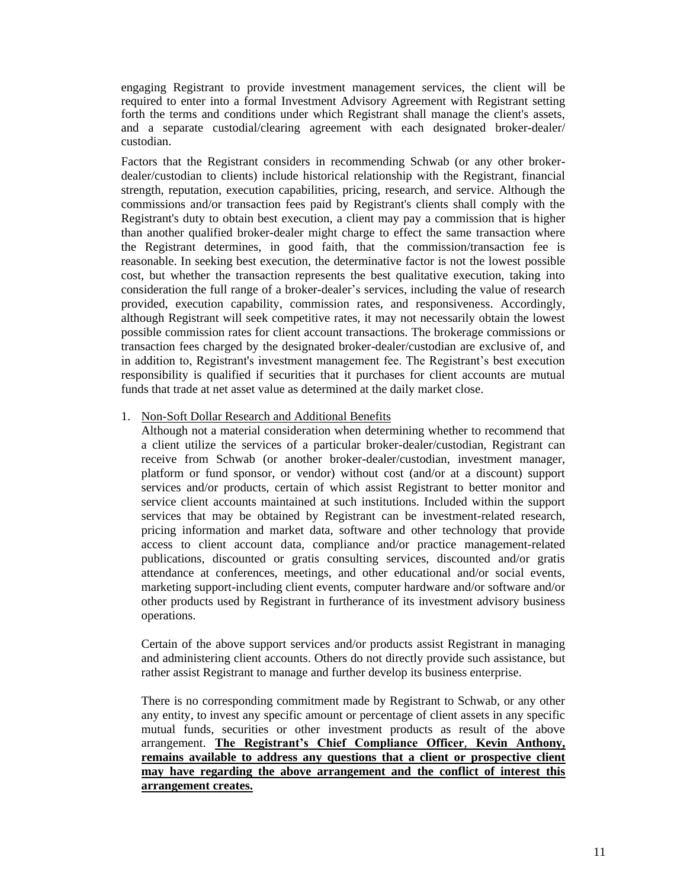engaging Registrant to provide investment management services, the client will be required to enter into a formal Investment Advisory Agreement with Registrant setting forth the terms and conditions under which Registrant shall manage the client's assets, and a separate custodial/clearing agreement with each designated broker-dealer/ custodian.

Factors that the Registrant considers in recommending Schwab (or any other broker-dealer/custodian to clients) include historical relationship with the Registrant, financial strength, reputation, execution capabilities, pricing, research, and service. Although the commissions and/or transaction fees paid by Registrant's clients shall comply with the Registrant's duty to obtain best execution, a client may pay a commission that is higher than another qualified broker-dealer might charge to effect the same transaction where the Registrant determines, in good faith, that the commission/transaction fee is reasonable. In seeking best execution, the determinative factor is not the lowest possible cost, but whether the transaction represents the best qualitative execution, taking into consideration the full range of a broker-dealer's services, including the value of research provided, execution capability, commission rates, and responsiveness. Accordingly, although Registrant will seek competitive rates, it may not necessarily obtain the lowest possible commission rates for client account transactions. The brokerage commissions or transaction fees charged by the designated broker-dealer/custodian are exclusive of, and in addition to, Registrant's investment management fee. The Registrant's best execution responsibility is qualified if securities that it purchases for client accounts are mutual funds that trade at net asset value as determined at the daily market close.

1. Non-Soft Dollar Research and Additional Benefits

   Although not a material consideration when determining whether to recommend that a client utilize the services of a particular broker-dealer/custodian, Registrant can receive from Schwab (or another broker-dealer/custodian, investment manager, platform or fund sponsor, or vendor) without cost (and/or at a discount) support services and/or products, certain of which assist Registrant to better monitor and service client accounts maintained at such institutions. Included within the support services that may be obtained by Registrant can be investment-related research, pricing information and market data, software and other technology that provide access to client account data, compliance and/or practice management-related publications, discounted or gratis consulting services, discounted and/or gratis attendance at conferences, meetings, and other educational and/or social events, marketing support-including client events, computer hardware and/or software and/or other products used by Registrant in furtherance of its investment advisory business operations.

   Certain of the above support services and/or products assist Registrant in managing and administering client accounts. Others do not directly provide such assistance, but rather assist Registrant to manage and further develop its business enterprise.

   There is no corresponding commitment made by Registrant to Schwab, or any other any entity, to invest any specific amount or percentage of client assets in any specific mutual funds, securities or other investment products as result of the above arrangement. **The Registrant's Chief Compliance Officer**, **Kevin Anthony, remains available to address any questions that a client or prospective client may have regarding the above arrangement and the conflict of interest this arrangement creates.**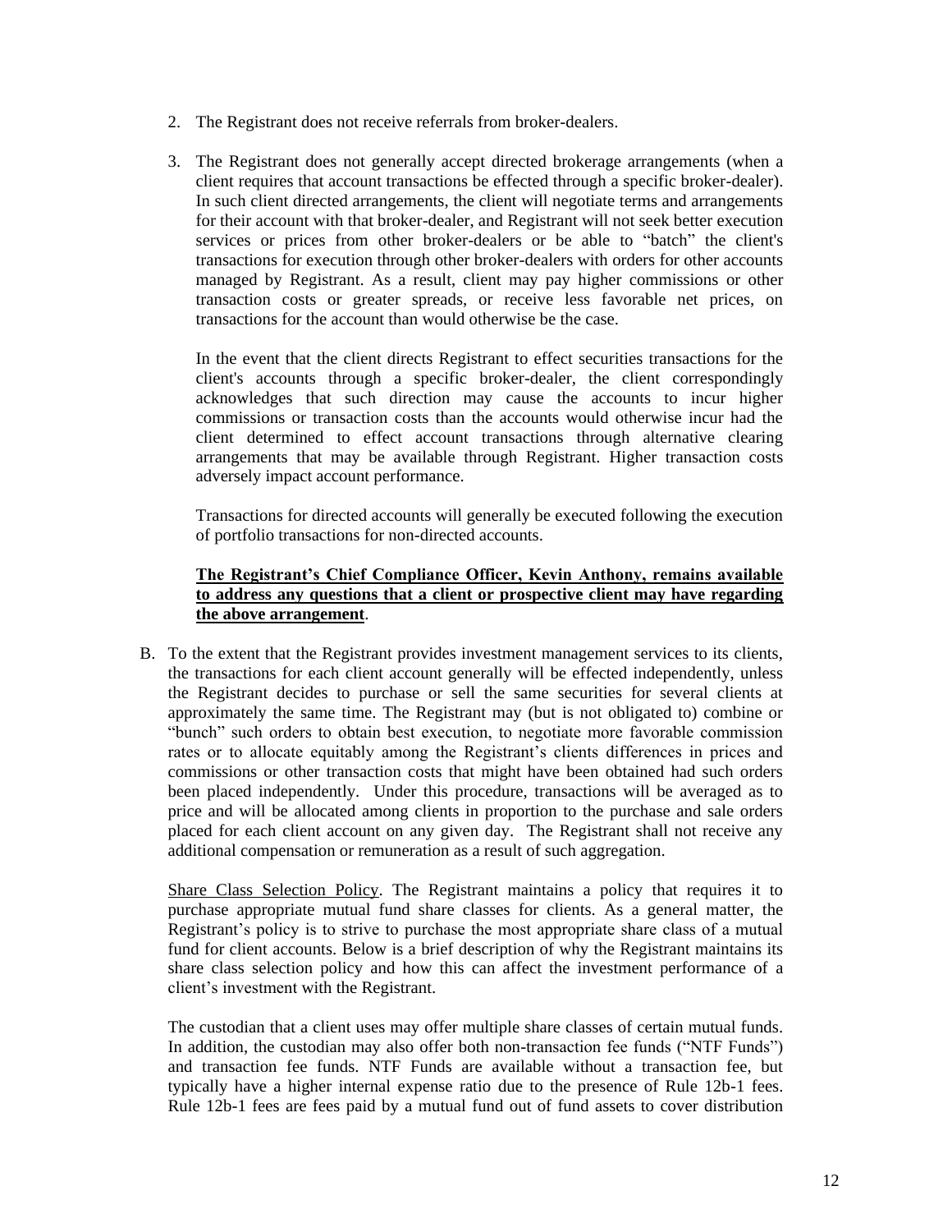2. The Registrant does not receive referrals from broker-dealers.

3. The Registrant does not generally accept directed brokerage arrangements (when a client requires that account transactions be effected through a specific broker-dealer). In such client directed arrangements, the client will negotiate terms and arrangements for their account with that broker-dealer, and Registrant will not seek better execution services or prices from other broker-dealers or be able to "batch" the client's transactions for execution through other broker-dealers with orders for other accounts managed by Registrant. As a result, client may pay higher commissions or other transaction costs or greater spreads, or receive less favorable net prices, on transactions for the account than would otherwise be the case.

   In the event that the client directs Registrant to effect securities transactions for the client's accounts through a specific broker-dealer, the client correspondingly acknowledges that such direction may cause the accounts to incur higher commissions or transaction costs than the accounts would otherwise incur had the client determined to effect account transactions through alternative clearing arrangements that may be available through Registrant. Higher transaction costs adversely impact account performance.

   Transactions for directed accounts will generally be executed following the execution of portfolio transactions for non-directed accounts.

   **<u>The Registrant's Chief Compliance Officer, Kevin Anthony, remains available to address any questions that a client or prospective client may have regarding the above arrangement</u>**.

B. To the extent that the Registrant provides investment management services to its clients, the transactions for each client account generally will be effected independently, unless the Registrant decides to purchase or sell the same securities for several clients at approximately the same time. The Registrant may (but is not obligated to) combine or "bunch" such orders to obtain best execution, to negotiate more favorable commission rates or to allocate equitably among the Registrant's clients differences in prices and commissions or other transaction costs that might have been obtained had such orders been placed independently. Under this procedure, transactions will be averaged as to price and will be allocated among clients in proportion to the purchase and sale orders placed for each client account on any given day. The Registrant shall not receive any additional compensation or remuneration as a result of such aggregation.

   <u>Share Class Selection Policy</u>. The Registrant maintains a policy that requires it to purchase appropriate mutual fund share classes for clients. As a general matter, the Registrant's policy is to strive to purchase the most appropriate share class of a mutual fund for client accounts. Below is a brief description of why the Registrant maintains its share class selection policy and how this can affect the investment performance of a client's investment with the Registrant.

   The custodian that a client uses may offer multiple share classes of certain mutual funds. In addition, the custodian may also offer both non-transaction fee funds ("NTF Funds") and transaction fee funds. NTF Funds are available without a transaction fee, but typically have a higher internal expense ratio due to the presence of Rule 12b-1 fees. Rule 12b-1 fees are fees paid by a mutual fund out of fund assets to cover distribution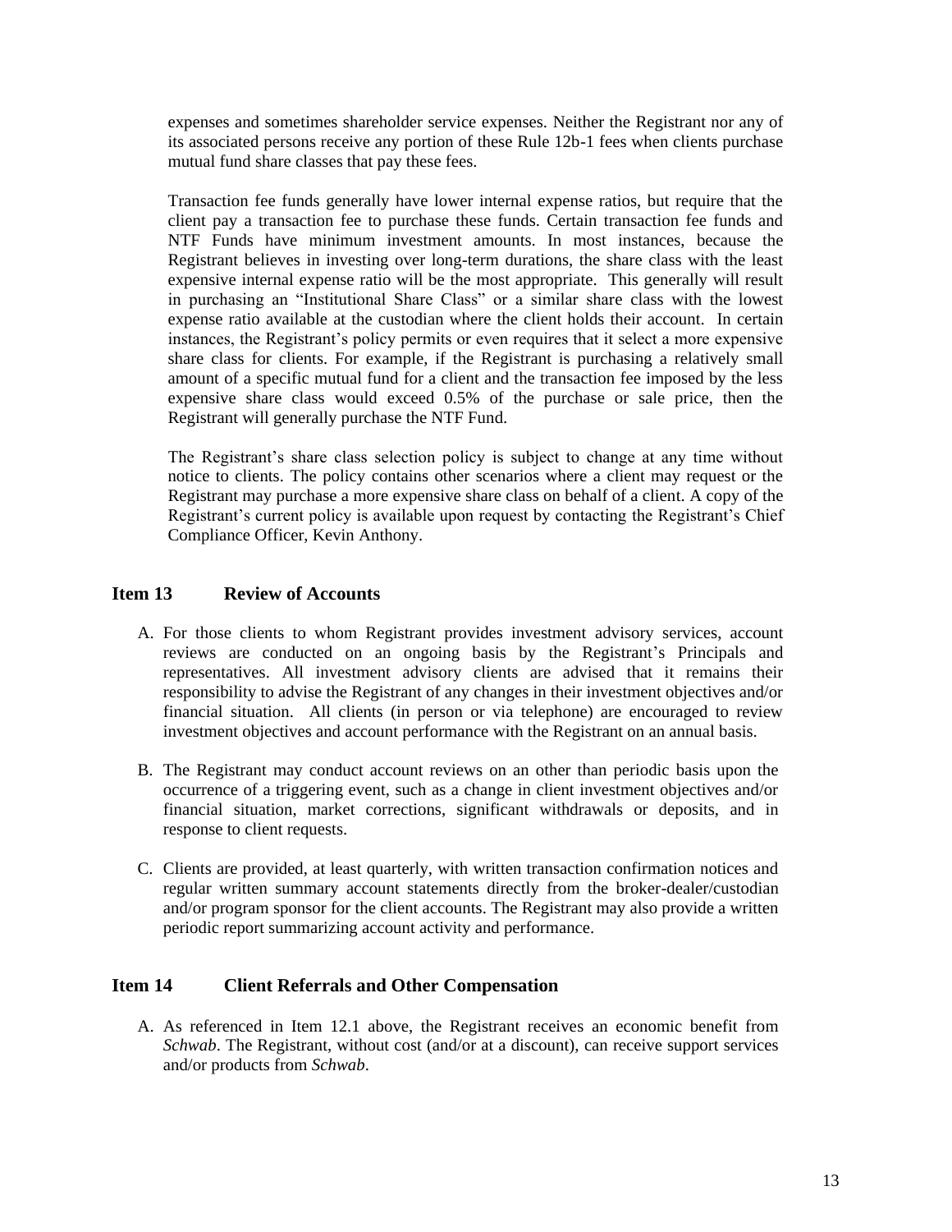expenses and sometimes shareholder service expenses. Neither the Registrant nor any of its associated persons receive any portion of these Rule 12b-1 fees when clients purchase mutual fund share classes that pay these fees.

Transaction fee funds generally have lower internal expense ratios, but require that the client pay a transaction fee to purchase these funds. Certain transaction fee funds and NTF Funds have minimum investment amounts. In most instances, because the Registrant believes in investing over long-term durations, the share class with the least expensive internal expense ratio will be the most appropriate. This generally will result in purchasing an "Institutional Share Class" or a similar share class with the lowest expense ratio available at the custodian where the client holds their account. In certain instances, the Registrant's policy permits or even requires that it select a more expensive share class for clients. For example, if the Registrant is purchasing a relatively small amount of a specific mutual fund for a client and the transaction fee imposed by the less expensive share class would exceed 0.5% of the purchase or sale price, then the Registrant will generally purchase the NTF Fund.

The Registrant's share class selection policy is subject to change at any time without notice to clients. The policy contains other scenarios where a client may request or the Registrant may purchase a more expensive share class on behalf of a client. A copy of the Registrant's current policy is available upon request by contacting the Registrant's Chief Compliance Officer, Kevin Anthony.

## Item 13 Review of Accounts

A. For those clients to whom Registrant provides investment advisory services, account reviews are conducted on an ongoing basis by the Registrant's Principals and representatives. All investment advisory clients are advised that it remains their responsibility to advise the Registrant of any changes in their investment objectives and/or financial situation. All clients (in person or via telephone) are encouraged to review investment objectives and account performance with the Registrant on an annual basis.

B. The Registrant may conduct account reviews on an other than periodic basis upon the occurrence of a triggering event, such as a change in client investment objectives and/or financial situation, market corrections, significant withdrawals or deposits, and in response to client requests.

C. Clients are provided, at least quarterly, with written transaction confirmation notices and regular written summary account statements directly from the broker-dealer/custodian and/or program sponsor for the client accounts. The Registrant may also provide a written periodic report summarizing account activity and performance.

## Item 14 Client Referrals and Other Compensation

A. As referenced in Item 12.1 above, the Registrant receives an economic benefit from *Schwab*. The Registrant, without cost (and/or at a discount), can receive support services and/or products from *Schwab*.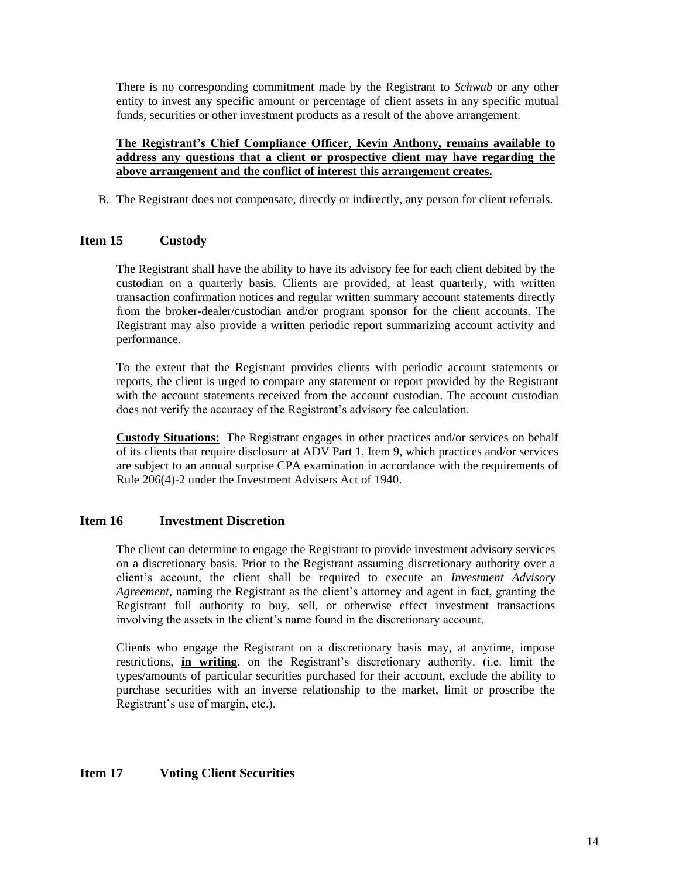There is no corresponding commitment made by the Registrant to *Schwab* or any other entity to invest any specific amount or percentage of client assets in any specific mutual funds, securities or other investment products as a result of the above arrangement.

**The Registrant's Chief Compliance Officer**, **Kevin Anthony, remains available to address any questions that a client or prospective client may have regarding the above arrangement and the conflict of interest this arrangement creates.**

B. The Registrant does not compensate, directly or indirectly, any person for client referrals.

## Item 15 Custody

The Registrant shall have the ability to have its advisory fee for each client debited by the custodian on a quarterly basis. Clients are provided, at least quarterly, with written transaction confirmation notices and regular written summary account statements directly from the broker-dealer/custodian and/or program sponsor for the client accounts. The Registrant may also provide a written periodic report summarizing account activity and performance.

To the extent that the Registrant provides clients with periodic account statements or reports, the client is urged to compare any statement or report provided by the Registrant with the account statements received from the account custodian. The account custodian does not verify the accuracy of the Registrant's advisory fee calculation.

**Custody Situations:** The Registrant engages in other practices and/or services on behalf of its clients that require disclosure at ADV Part 1, Item 9, which practices and/or services are subject to an annual surprise CPA examination in accordance with the requirements of Rule 206(4)-2 under the Investment Advisers Act of 1940.

## Item 16 Investment Discretion

The client can determine to engage the Registrant to provide investment advisory services on a discretionary basis. Prior to the Registrant assuming discretionary authority over a client's account, the client shall be required to execute an *Investment Advisory Agreement*, naming the Registrant as the client's attorney and agent in fact, granting the Registrant full authority to buy, sell, or otherwise effect investment transactions involving the assets in the client's name found in the discretionary account.

Clients who engage the Registrant on a discretionary basis may, at anytime, impose restrictions, **in writing**, on the Registrant's discretionary authority. (i.e. limit the types/amounts of particular securities purchased for their account, exclude the ability to purchase securities with an inverse relationship to the market, limit or proscribe the Registrant's use of margin, etc.).

## Item 17 Voting Client Securities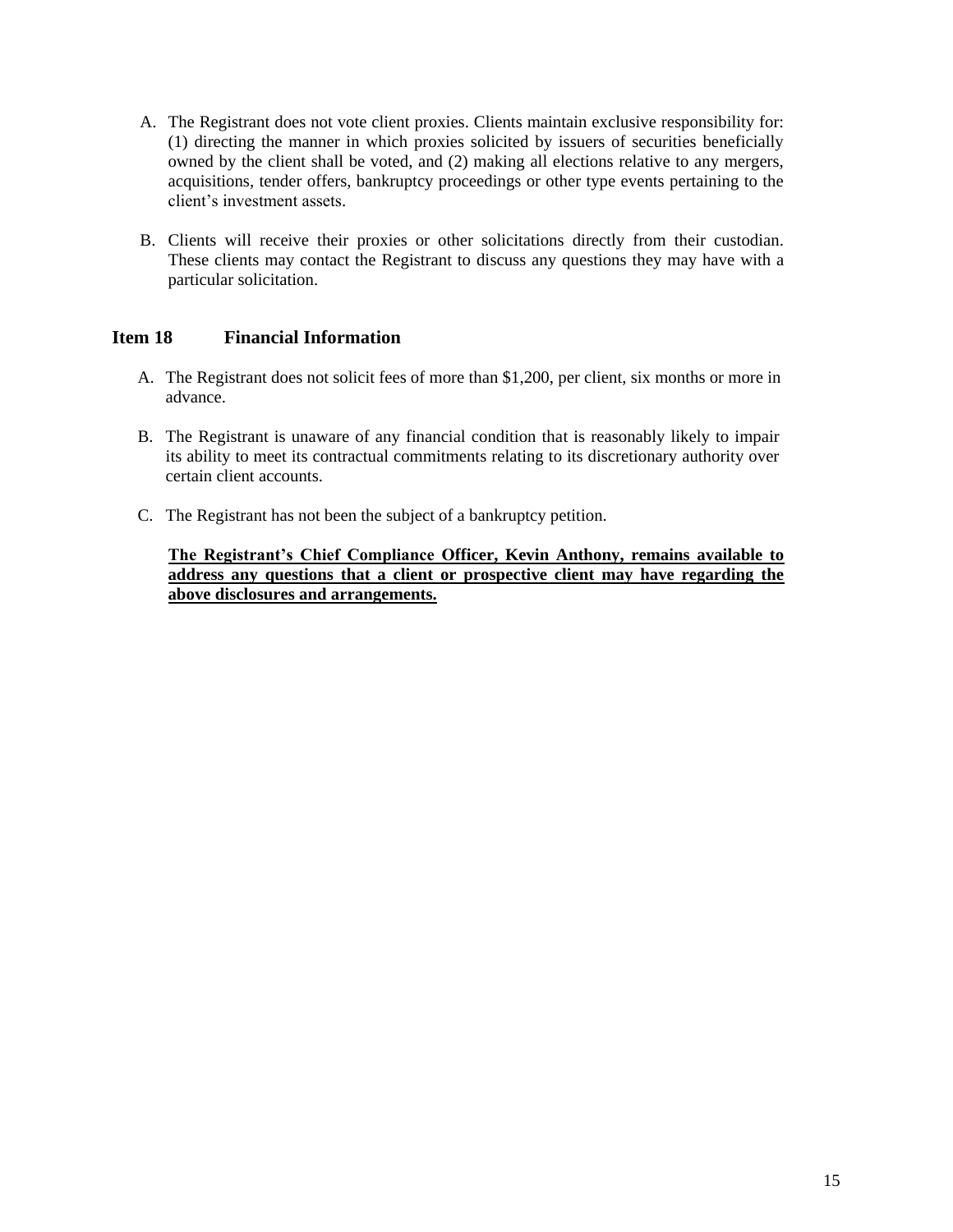A. The Registrant does not vote client proxies. Clients maintain exclusive responsibility for: (1) directing the manner in which proxies solicited by issuers of securities beneficially owned by the client shall be voted, and (2) making all elections relative to any mergers, acquisitions, tender offers, bankruptcy proceedings or other type events pertaining to the client's investment assets.

B. Clients will receive their proxies or other solicitations directly from their custodian. These clients may contact the Registrant to discuss any questions they may have with a particular solicitation.

## Item 18 Financial Information

A. The Registrant does not solicit fees of more than $1,200, per client, six months or more in advance.

B. The Registrant is unaware of any financial condition that is reasonably likely to impair its ability to meet its contractual commitments relating to its discretionary authority over certain client accounts.

C. The Registrant has not been the subject of a bankruptcy petition.

**<u>The Registrant's Chief Compliance Officer, Kevin Anthony, remains available to address any questions that a client or prospective client may have regarding the above disclosures and arrangements.</u>**